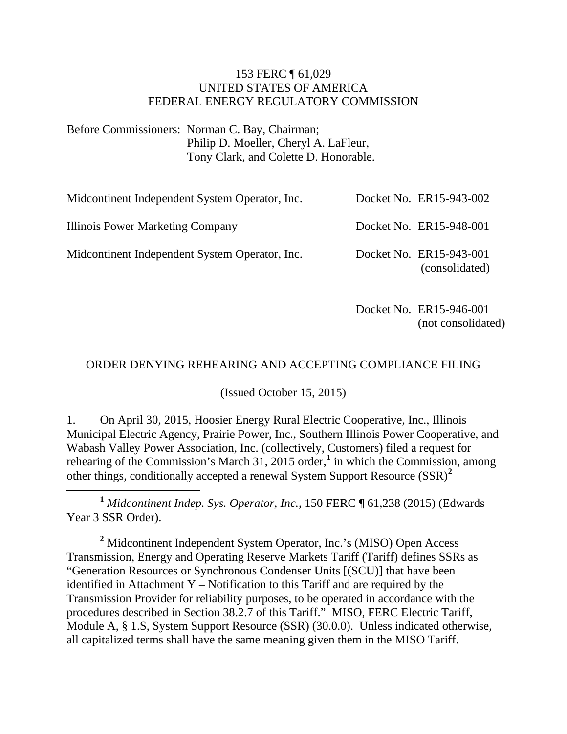153 FERC ¶ 61,029
UNITED STATES OF AMERICA
FEDERAL ENERGY REGULATORY COMMISSION

Before Commissioners: Norman C. Bay, Chairman;
Philip D. Moeller, Cheryl A. LaFleur,
Tony Clark, and Colette D. Honorable.

| | |
|---|---|
| Midcontinent Independent System Operator, Inc. | Docket No. ER15-943-002 |
| Illinois Power Marketing Company | Docket No. ER15-948-001 |
| Midcontinent Independent System Operator, Inc. | Docket No. ER15-943-001 (consolidated) |
| | Docket No. ER15-946-001 (not consolidated) |

ORDER DENYING REHEARING AND ACCEPTING COMPLIANCE FILING

(Issued October 15, 2015)

1. On April 30, 2015, Hoosier Energy Rural Electric Cooperative, Inc., Illinois Municipal Electric Agency, Prairie Power, Inc., Southern Illinois Power Cooperative, and Wabash Valley Power Association, Inc. (collectively, Customers) filed a request for rehearing of the Commission's March 31, 2015 order,[1] in which the Commission, among other things, conditionally accepted a renewal System Support Resource (SSR)[2]

---

[1] *Midcontinent Indep. Sys. Operator, Inc.*, 150 FERC ¶ 61,238 (2015) (Edwards Year 3 SSR Order).

[2] Midcontinent Independent System Operator, Inc.'s (MISO) Open Access Transmission, Energy and Operating Reserve Markets Tariff (Tariff) defines SSRs as "Generation Resources or Synchronous Condenser Units [(SCU)] that have been identified in Attachment Y – Notification to this Tariff and are required by the Transmission Provider for reliability purposes, to be operated in accordance with the procedures described in Section 38.2.7 of this Tariff." MISO, FERC Electric Tariff, Module A, § 1.S, System Support Resource (SSR) (30.0.0). Unless indicated otherwise, all capitalized terms shall have the same meaning given them in the MISO Tariff.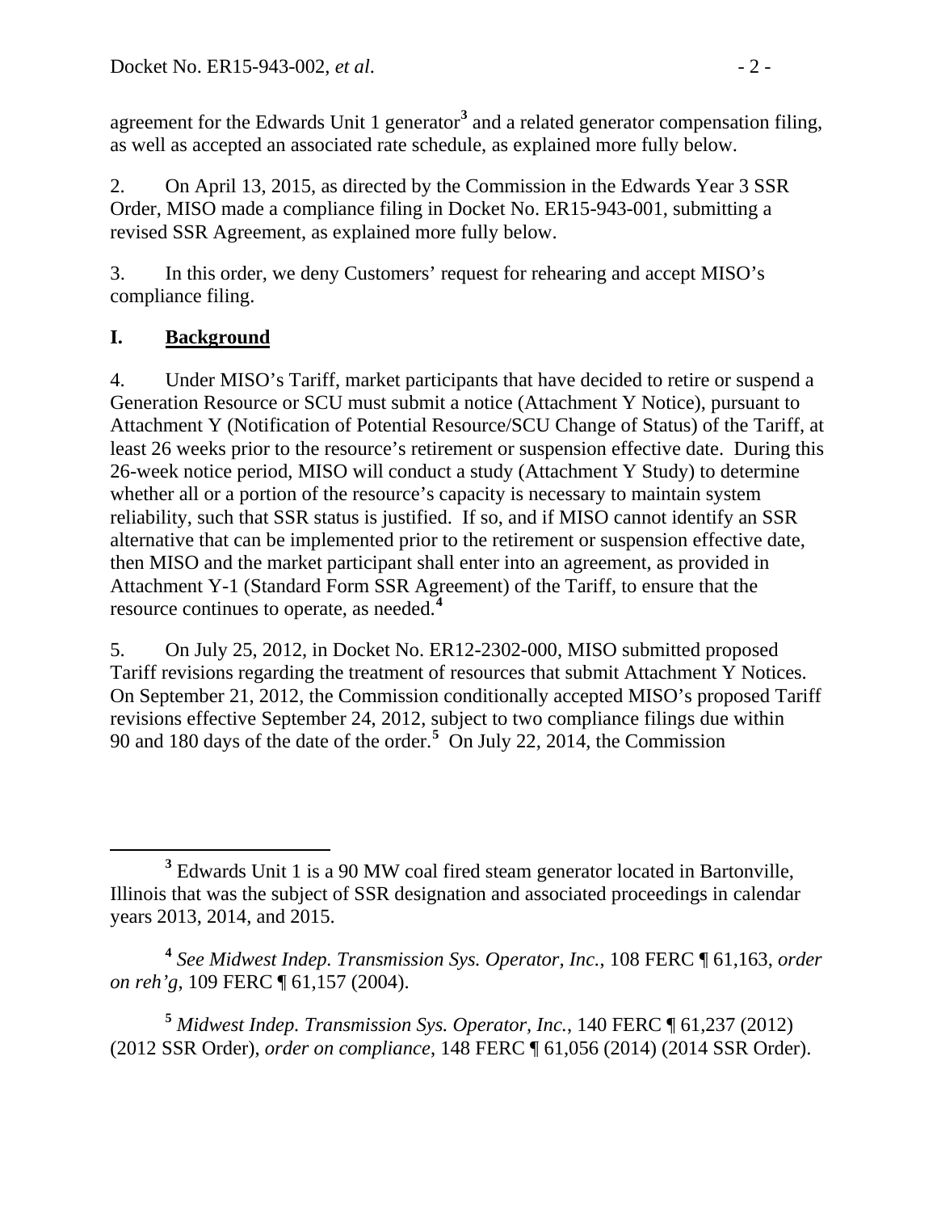agreement for the Edwards Unit 1 generator[3] and a related generator compensation filing, as well as accepted an associated rate schedule, as explained more fully below.

2. On April 13, 2015, as directed by the Commission in the Edwards Year 3 SSR Order, MISO made a compliance filing in Docket No. ER15-943-001, submitting a revised SSR Agreement, as explained more fully below.

3. In this order, we deny Customers' request for rehearing and accept MISO's compliance filing.

## I. Background

4. Under MISO's Tariff, market participants that have decided to retire or suspend a Generation Resource or SCU must submit a notice (Attachment Y Notice), pursuant to Attachment Y (Notification of Potential Resource/SCU Change of Status) of the Tariff, at least 26 weeks prior to the resource's retirement or suspension effective date. During this 26-week notice period, MISO will conduct a study (Attachment Y Study) to determine whether all or a portion of the resource's capacity is necessary to maintain system reliability, such that SSR status is justified. If so, and if MISO cannot identify an SSR alternative that can be implemented prior to the retirement or suspension effective date, then MISO and the market participant shall enter into an agreement, as provided in Attachment Y-1 (Standard Form SSR Agreement) of the Tariff, to ensure that the resource continues to operate, as needed.[4]

5. On July 25, 2012, in Docket No. ER12-2302-000, MISO submitted proposed Tariff revisions regarding the treatment of resources that submit Attachment Y Notices. On September 21, 2012, the Commission conditionally accepted MISO's proposed Tariff revisions effective September 24, 2012, subject to two compliance filings due within 90 and 180 days of the date of the order.[5] On July 22, 2014, the Commission

---

[3] Edwards Unit 1 is a 90 MW coal fired steam generator located in Bartonville, Illinois that was the subject of SSR designation and associated proceedings in calendar years 2013, 2014, and 2015.

[4] *See Midwest Indep. Transmission Sys. Operator, Inc.*, 108 FERC ¶ 61,163, *order on reh'g*, 109 FERC ¶ 61,157 (2004).

[5] *Midwest Indep. Transmission Sys. Operator, Inc.*, 140 FERC ¶ 61,237 (2012) (2012 SSR Order), *order on compliance*, 148 FERC ¶ 61,056 (2014) (2014 SSR Order).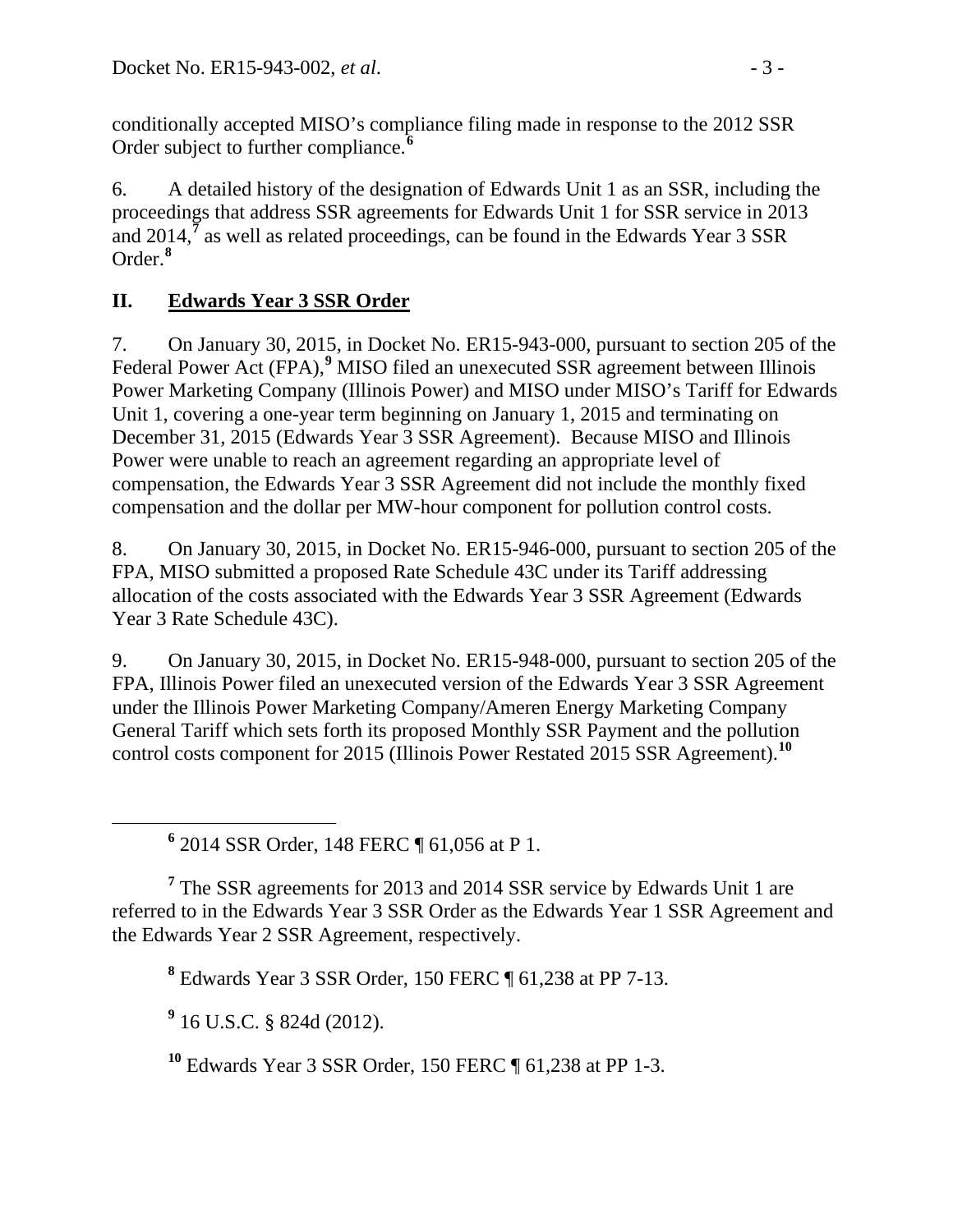conditionally accepted MISO's compliance filing made in response to the 2012 SSR Order subject to further compliance.[6]

6. A detailed history of the designation of Edwards Unit 1 as an SSR, including the proceedings that address SSR agreements for Edwards Unit 1 for SSR service in 2013 and 2014,[7] as well as related proceedings, can be found in the Edwards Year 3 SSR Order.[8]

## II. Edwards Year 3 SSR Order

7. On January 30, 2015, in Docket No. ER15-943-000, pursuant to section 205 of the Federal Power Act (FPA),[9] MISO filed an unexecuted SSR agreement between Illinois Power Marketing Company (Illinois Power) and MISO under MISO's Tariff for Edwards Unit 1, covering a one-year term beginning on January 1, 2015 and terminating on December 31, 2015 (Edwards Year 3 SSR Agreement). Because MISO and Illinois Power were unable to reach an agreement regarding an appropriate level of compensation, the Edwards Year 3 SSR Agreement did not include the monthly fixed compensation and the dollar per MW-hour component for pollution control costs.

8. On January 30, 2015, in Docket No. ER15-946-000, pursuant to section 205 of the FPA, MISO submitted a proposed Rate Schedule 43C under its Tariff addressing allocation of the costs associated with the Edwards Year 3 SSR Agreement (Edwards Year 3 Rate Schedule 43C).

9. On January 30, 2015, in Docket No. ER15-948-000, pursuant to section 205 of the FPA, Illinois Power filed an unexecuted version of the Edwards Year 3 SSR Agreement under the Illinois Power Marketing Company/Ameren Energy Marketing Company General Tariff which sets forth its proposed Monthly SSR Payment and the pollution control costs component for 2015 (Illinois Power Restated 2015 SSR Agreement).[10]

---

[6] 2014 SSR Order, 148 FERC ¶ 61,056 at P 1.

[7] The SSR agreements for 2013 and 2014 SSR service by Edwards Unit 1 are referred to in the Edwards Year 3 SSR Order as the Edwards Year 1 SSR Agreement and the Edwards Year 2 SSR Agreement, respectively.

[8] Edwards Year 3 SSR Order, 150 FERC ¶ 61,238 at PP 7-13.

[9] 16 U.S.C. § 824d (2012).

[10] Edwards Year 3 SSR Order, 150 FERC ¶ 61,238 at PP 1-3.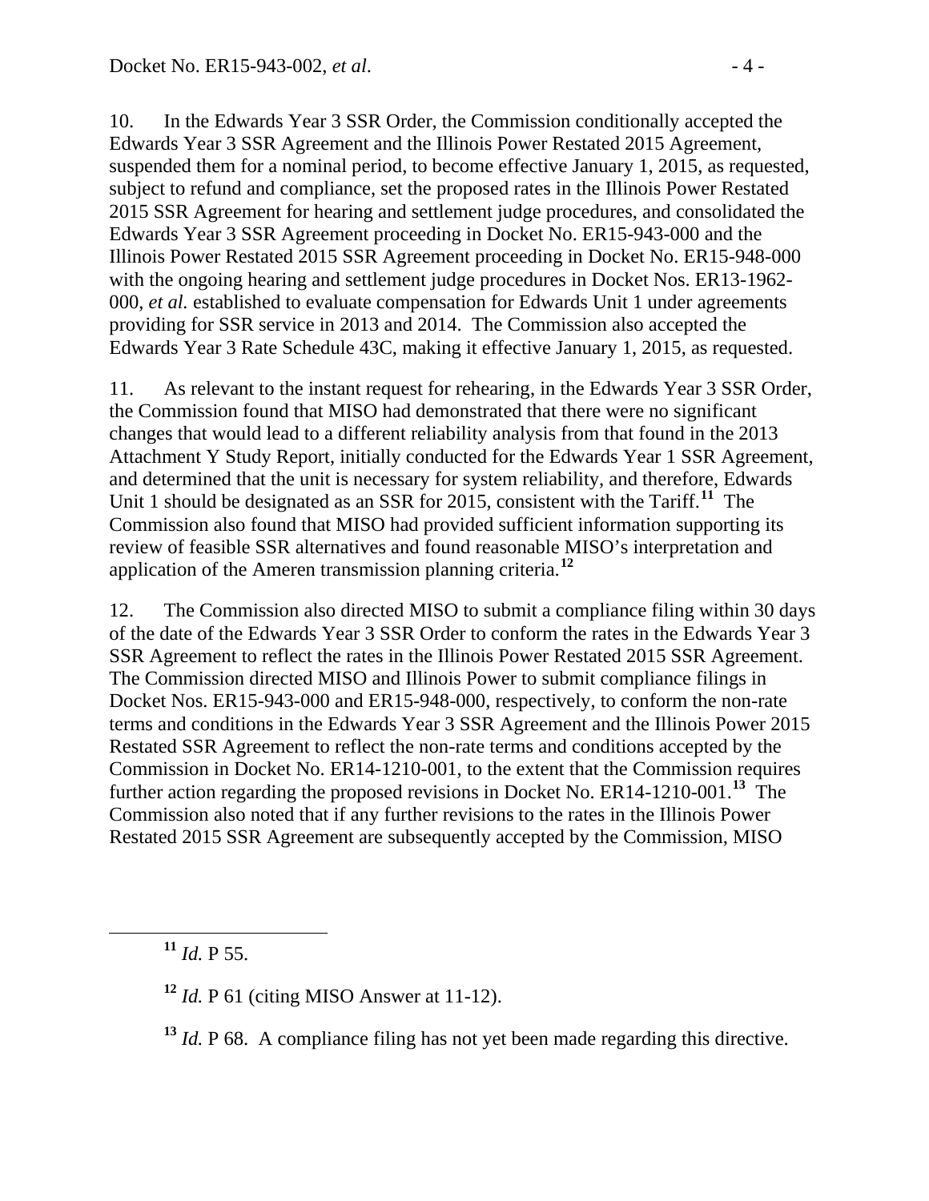10. In the Edwards Year 3 SSR Order, the Commission conditionally accepted the Edwards Year 3 SSR Agreement and the Illinois Power Restated 2015 Agreement, suspended them for a nominal period, to become effective January 1, 2015, as requested, subject to refund and compliance, set the proposed rates in the Illinois Power Restated 2015 SSR Agreement for hearing and settlement judge procedures, and consolidated the Edwards Year 3 SSR Agreement proceeding in Docket No. ER15-943-000 and the Illinois Power Restated 2015 SSR Agreement proceeding in Docket No. ER15-948-000 with the ongoing hearing and settlement judge procedures in Docket Nos. ER13-1962-000, *et al.* established to evaluate compensation for Edwards Unit 1 under agreements providing for SSR service in 2013 and 2014. The Commission also accepted the Edwards Year 3 Rate Schedule 43C, making it effective January 1, 2015, as requested.

11. As relevant to the instant request for rehearing, in the Edwards Year 3 SSR Order, the Commission found that MISO had demonstrated that there were no significant changes that would lead to a different reliability analysis from that found in the 2013 Attachment Y Study Report, initially conducted for the Edwards Year 1 SSR Agreement, and determined that the unit is necessary for system reliability, and therefore, Edwards Unit 1 should be designated as an SSR for 2015, consistent with the Tariff.[11] The Commission also found that MISO had provided sufficient information supporting its review of feasible SSR alternatives and found reasonable MISO's interpretation and application of the Ameren transmission planning criteria.[12]

12. The Commission also directed MISO to submit a compliance filing within 30 days of the date of the Edwards Year 3 SSR Order to conform the rates in the Edwards Year 3 SSR Agreement to reflect the rates in the Illinois Power Restated 2015 SSR Agreement. The Commission directed MISO and Illinois Power to submit compliance filings in Docket Nos. ER15-943-000 and ER15-948-000, respectively, to conform the non-rate terms and conditions in the Edwards Year 3 SSR Agreement and the Illinois Power 2015 Restated SSR Agreement to reflect the non-rate terms and conditions accepted by the Commission in Docket No. ER14-1210-001, to the extent that the Commission requires further action regarding the proposed revisions in Docket No. ER14-1210-001.[13] The Commission also noted that if any further revisions to the rates in the Illinois Power Restated 2015 SSR Agreement are subsequently accepted by the Commission, MISO

---

[11] *Id.* P 55.

[12] *Id.* P 61 (citing MISO Answer at 11-12).

[13] *Id.* P 68. A compliance filing has not yet been made regarding this directive.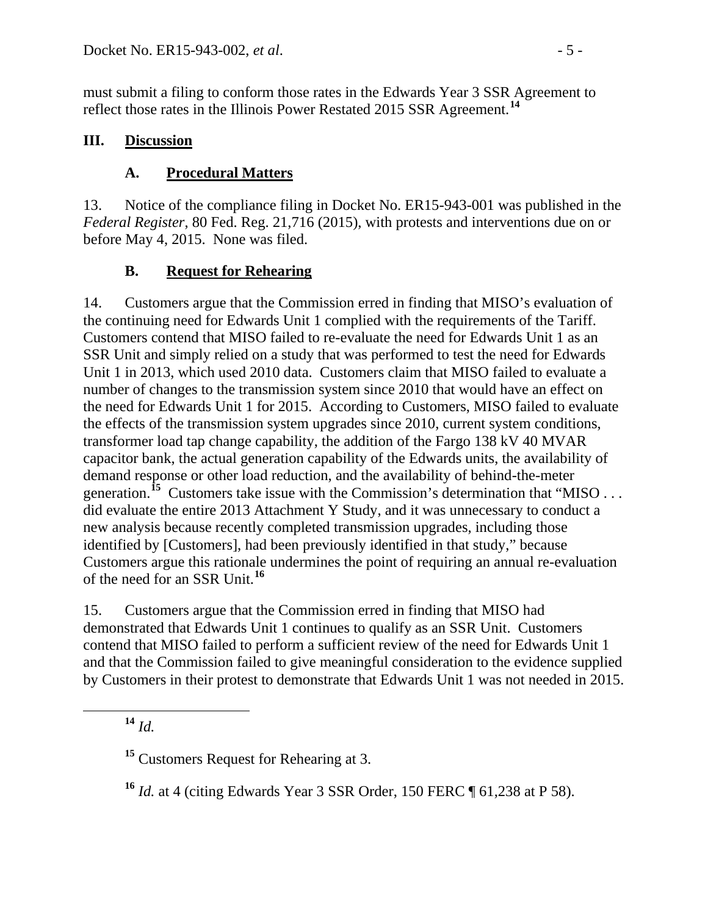must submit a filing to conform those rates in the Edwards Year 3 SSR Agreement to reflect those rates in the Illinois Power Restated 2015 SSR Agreement.[14]

## III. Discussion

### A. Procedural Matters

13. Notice of the compliance filing in Docket No. ER15-943-001 was published in the *Federal Register*, 80 Fed. Reg. 21,716 (2015), with protests and interventions due on or before May 4, 2015. None was filed.

### B. Request for Rehearing

14. Customers argue that the Commission erred in finding that MISO's evaluation of the continuing need for Edwards Unit 1 complied with the requirements of the Tariff. Customers contend that MISO failed to re-evaluate the need for Edwards Unit 1 as an SSR Unit and simply relied on a study that was performed to test the need for Edwards Unit 1 in 2013, which used 2010 data. Customers claim that MISO failed to evaluate a number of changes to the transmission system since 2010 that would have an effect on the need for Edwards Unit 1 for 2015. According to Customers, MISO failed to evaluate the effects of the transmission system upgrades since 2010, current system conditions, transformer load tap change capability, the addition of the Fargo 138 kV 40 MVAR capacitor bank, the actual generation capability of the Edwards units, the availability of demand response or other load reduction, and the availability of behind-the-meter generation.[15] Customers take issue with the Commission's determination that "MISO . . . did evaluate the entire 2013 Attachment Y Study, and it was unnecessary to conduct a new analysis because recently completed transmission upgrades, including those identified by [Customers], had been previously identified in that study," because Customers argue this rationale undermines the point of requiring an annual re-evaluation of the need for an SSR Unit.[16]

15. Customers argue that the Commission erred in finding that MISO had demonstrated that Edwards Unit 1 continues to qualify as an SSR Unit. Customers contend that MISO failed to perform a sufficient review of the need for Edwards Unit 1 and that the Commission failed to give meaningful consideration to the evidence supplied by Customers in their protest to demonstrate that Edwards Unit 1 was not needed in 2015.

---

[14] *Id.*

[15] Customers Request for Rehearing at 3.

[16] *Id.* at 4 (citing Edwards Year 3 SSR Order, 150 FERC ¶ 61,238 at P 58).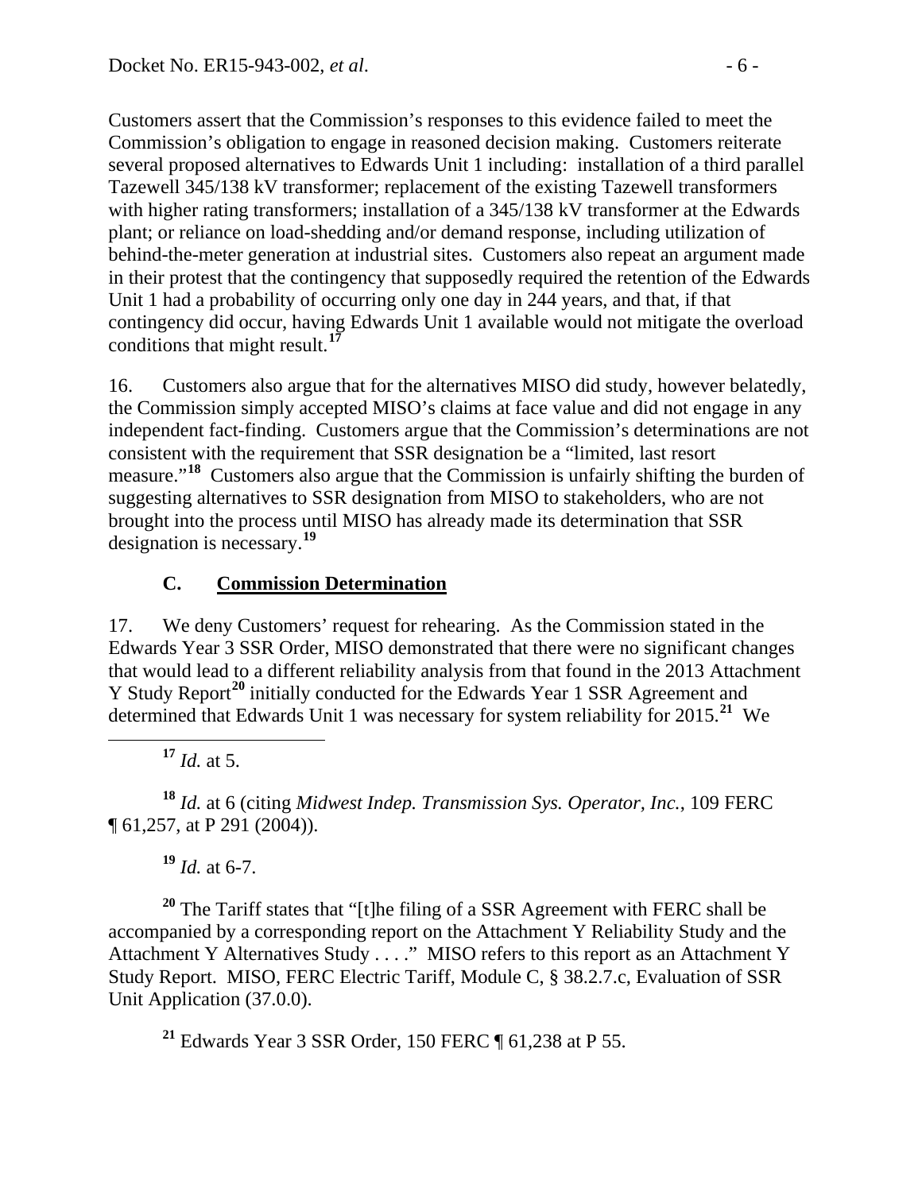Customers assert that the Commission's responses to this evidence failed to meet the Commission's obligation to engage in reasoned decision making. Customers reiterate several proposed alternatives to Edwards Unit 1 including: installation of a third parallel Tazewell 345/138 kV transformer; replacement of the existing Tazewell transformers with higher rating transformers; installation of a 345/138 kV transformer at the Edwards plant; or reliance on load-shedding and/or demand response, including utilization of behind-the-meter generation at industrial sites. Customers also repeat an argument made in their protest that the contingency that supposedly required the retention of the Edwards Unit 1 had a probability of occurring only one day in 244 years, and that, if that contingency did occur, having Edwards Unit 1 available would not mitigate the overload conditions that might result.[17]

16. Customers also argue that for the alternatives MISO did study, however belatedly, the Commission simply accepted MISO's claims at face value and did not engage in any independent fact-finding. Customers argue that the Commission's determinations are not consistent with the requirement that SSR designation be a "limited, last resort measure."[18] Customers also argue that the Commission is unfairly shifting the burden of suggesting alternatives to SSR designation from MISO to stakeholders, who are not brought into the process until MISO has already made its determination that SSR designation is necessary.[19]

### C. Commission Determination

17. We deny Customers' request for rehearing. As the Commission stated in the Edwards Year 3 SSR Order, MISO demonstrated that there were no significant changes that would lead to a different reliability analysis from that found in the 2013 Attachment Y Study Report[20] initially conducted for the Edwards Year 1 SSR Agreement and determined that Edwards Unit 1 was necessary for system reliability for 2015.[21] We

---

[17] *Id.* at 5.

[18] *Id.* at 6 (citing *Midwest Indep. Transmission Sys. Operator, Inc.*, 109 FERC ¶ 61,257, at P 291 (2004)).

[19] *Id.* at 6-7.

[20] The Tariff states that "[t]he filing of a SSR Agreement with FERC shall be accompanied by a corresponding report on the Attachment Y Reliability Study and the Attachment Y Alternatives Study . . . ." MISO refers to this report as an Attachment Y Study Report. MISO, FERC Electric Tariff, Module C, § 38.2.7.c, Evaluation of SSR Unit Application (37.0.0).

[21] Edwards Year 3 SSR Order, 150 FERC ¶ 61,238 at P 55.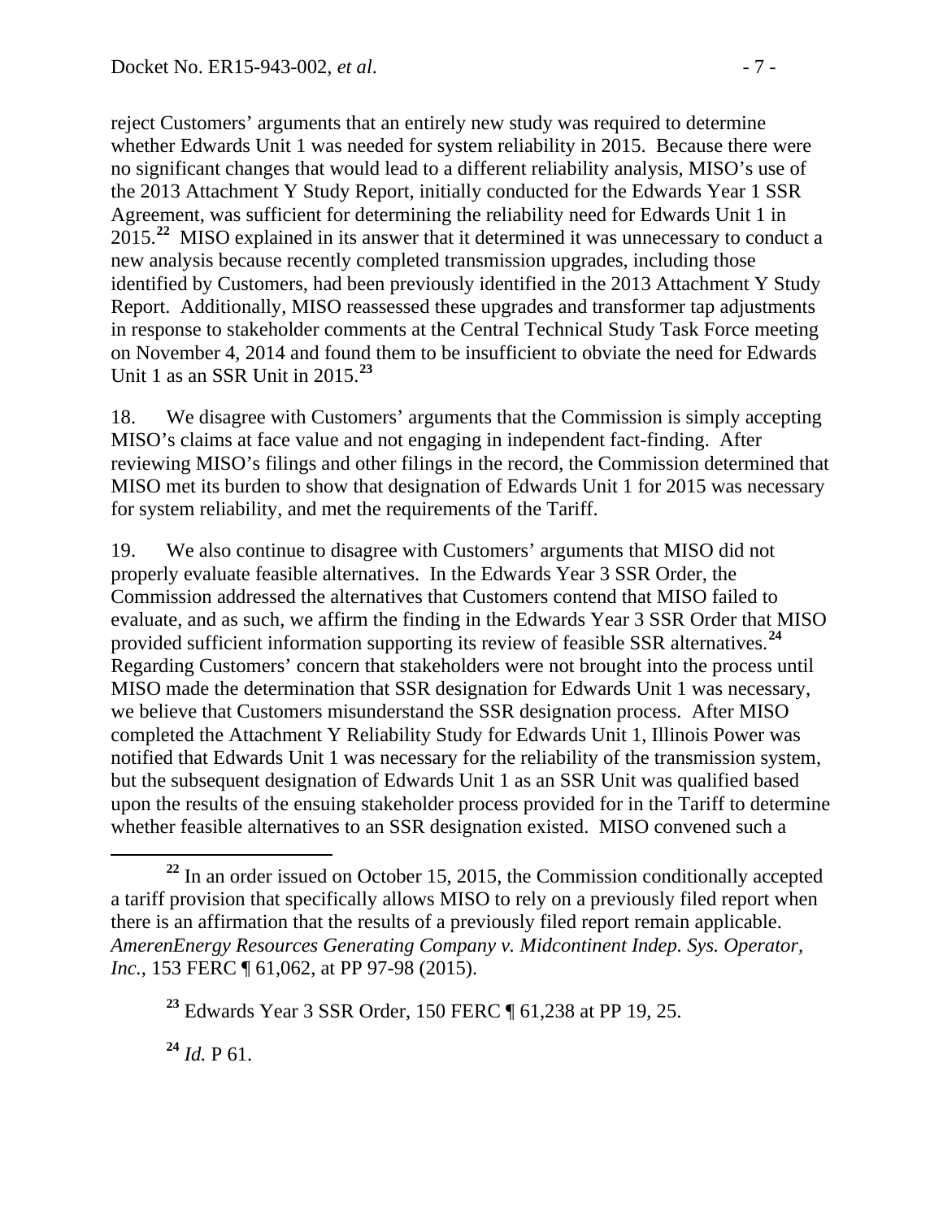reject Customers' arguments that an entirely new study was required to determine whether Edwards Unit 1 was needed for system reliability in 2015. Because there were no significant changes that would lead to a different reliability analysis, MISO's use of the 2013 Attachment Y Study Report, initially conducted for the Edwards Year 1 SSR Agreement, was sufficient for determining the reliability need for Edwards Unit 1 in 2015.[22] MISO explained in its answer that it determined it was unnecessary to conduct a new analysis because recently completed transmission upgrades, including those identified by Customers, had been previously identified in the 2013 Attachment Y Study Report. Additionally, MISO reassessed these upgrades and transformer tap adjustments in response to stakeholder comments at the Central Technical Study Task Force meeting on November 4, 2014 and found them to be insufficient to obviate the need for Edwards Unit 1 as an SSR Unit in 2015.[23]

18. We disagree with Customers' arguments that the Commission is simply accepting MISO's claims at face value and not engaging in independent fact-finding. After reviewing MISO's filings and other filings in the record, the Commission determined that MISO met its burden to show that designation of Edwards Unit 1 for 2015 was necessary for system reliability, and met the requirements of the Tariff.

19. We also continue to disagree with Customers' arguments that MISO did not properly evaluate feasible alternatives. In the Edwards Year 3 SSR Order, the Commission addressed the alternatives that Customers contend that MISO failed to evaluate, and as such, we affirm the finding in the Edwards Year 3 SSR Order that MISO provided sufficient information supporting its review of feasible SSR alternatives.[24] Regarding Customers' concern that stakeholders were not brought into the process until MISO made the determination that SSR designation for Edwards Unit 1 was necessary, we believe that Customers misunderstand the SSR designation process. After MISO completed the Attachment Y Reliability Study for Edwards Unit 1, Illinois Power was notified that Edwards Unit 1 was necessary for the reliability of the transmission system, but the subsequent designation of Edwards Unit 1 as an SSR Unit was qualified based upon the results of the ensuing stakeholder process provided for in the Tariff to determine whether feasible alternatives to an SSR designation existed. MISO convened such a

---

[22] In an order issued on October 15, 2015, the Commission conditionally accepted a tariff provision that specifically allows MISO to rely on a previously filed report when there is an affirmation that the results of a previously filed report remain applicable. *AmerenEnergy Resources Generating Company v. Midcontinent Indep. Sys. Operator, Inc.*, 153 FERC ¶ 61,062, at PP 97-98 (2015).

[23] Edwards Year 3 SSR Order, 150 FERC ¶ 61,238 at PP 19, 25.

[24] *Id.* P 61.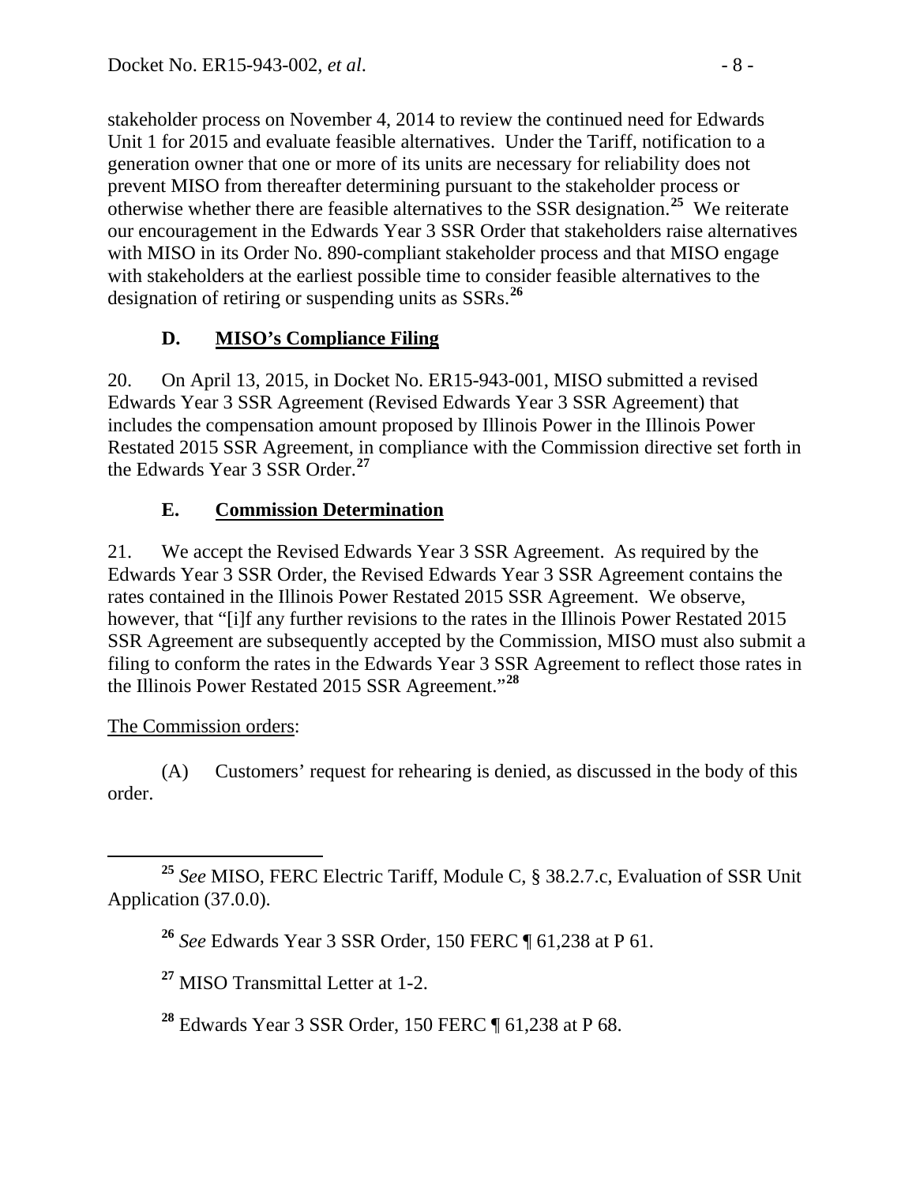stakeholder process on November 4, 2014 to review the continued need for Edwards Unit 1 for 2015 and evaluate feasible alternatives. Under the Tariff, notification to a generation owner that one or more of its units are necessary for reliability does not prevent MISO from thereafter determining pursuant to the stakeholder process or otherwise whether there are feasible alternatives to the SSR designation.[25] We reiterate our encouragement in the Edwards Year 3 SSR Order that stakeholders raise alternatives with MISO in its Order No. 890-compliant stakeholder process and that MISO engage with stakeholders at the earliest possible time to consider feasible alternatives to the designation of retiring or suspending units as SSRs.[26]

### D. MISO's Compliance Filing

20. On April 13, 2015, in Docket No. ER15-943-001, MISO submitted a revised Edwards Year 3 SSR Agreement (Revised Edwards Year 3 SSR Agreement) that includes the compensation amount proposed by Illinois Power in the Illinois Power Restated 2015 SSR Agreement, in compliance with the Commission directive set forth in the Edwards Year 3 SSR Order.[27]

### E. Commission Determination

21. We accept the Revised Edwards Year 3 SSR Agreement. As required by the Edwards Year 3 SSR Order, the Revised Edwards Year 3 SSR Agreement contains the rates contained in the Illinois Power Restated 2015 SSR Agreement. We observe, however, that "[i]f any further revisions to the rates in the Illinois Power Restated 2015 SSR Agreement are subsequently accepted by the Commission, MISO must also submit a filing to conform the rates in the Edwards Year 3 SSR Agreement to reflect those rates in the Illinois Power Restated 2015 SSR Agreement."[28]

The Commission orders:

(A) Customers' request for rehearing is denied, as discussed in the body of this order.

---

[25] *See* MISO, FERC Electric Tariff, Module C, § 38.2.7.c, Evaluation of SSR Unit Application (37.0.0).

[26] *See* Edwards Year 3 SSR Order, 150 FERC ¶ 61,238 at P 61.

[27] MISO Transmittal Letter at 1-2.

[28] Edwards Year 3 SSR Order, 150 FERC ¶ 61,238 at P 68.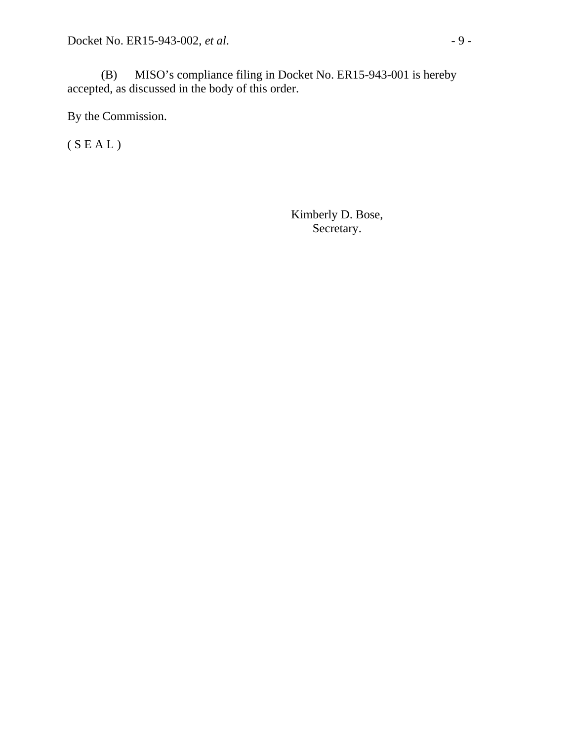(B) MISO's compliance filing in Docket No. ER15-943-001 is hereby accepted, as discussed in the body of this order.

By the Commission.

( S E A L )

Kimberly D. Bose,
Secretary.